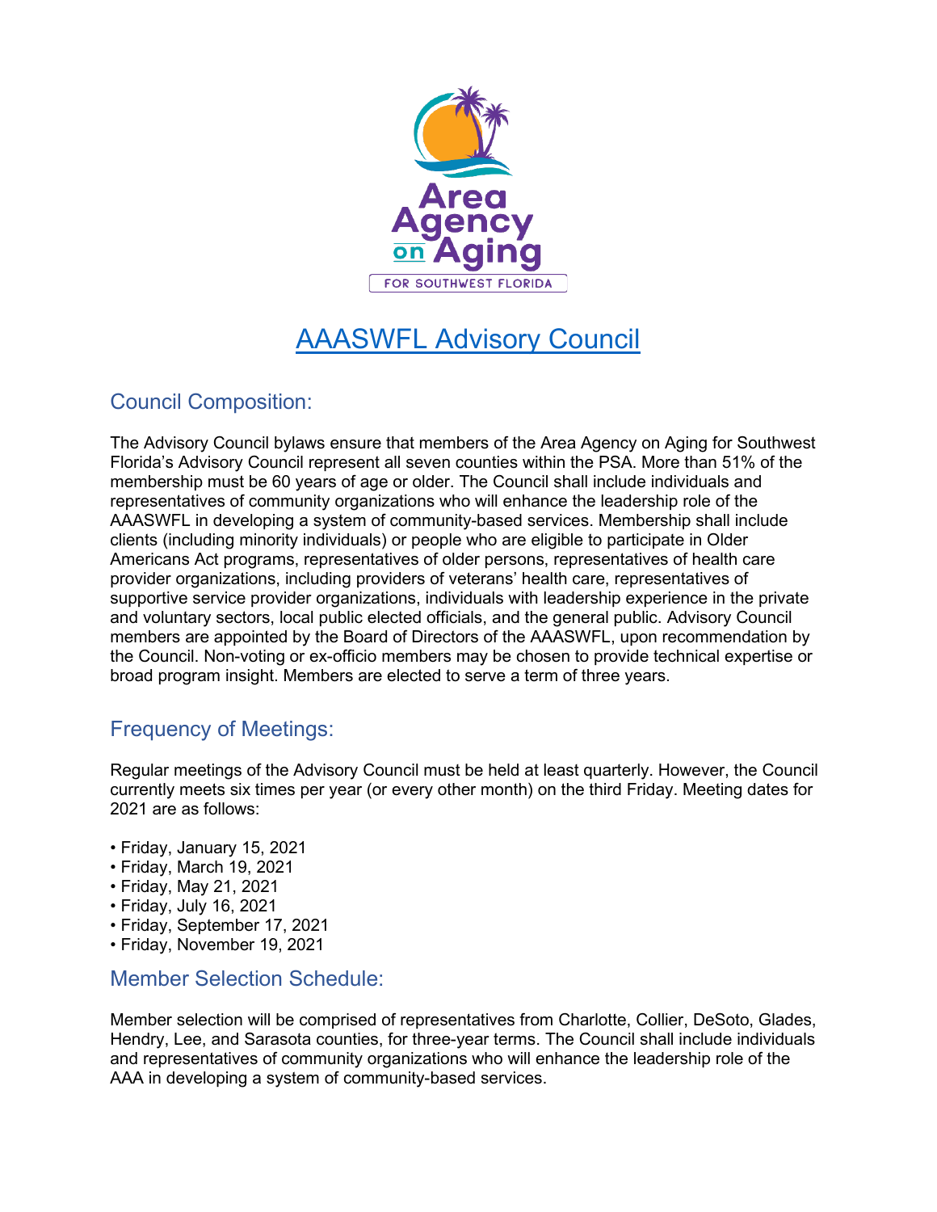# AAASWFL Advisory Council

## Council Composition:

The Advisory Council bylaws ensure that members of the Area Agency on Aging for Southwest Florida's Advisory Council represent all seven counties within the PSA. More than 51% of the membership must be 60 years of age or older. The Council shall include individuals and representatives of community organizations who will enhance the leadership role of the AAASWFL in developing a system of community-based services. Membership shall include clients (including minority individuals) or people who are eligible to participate in Older Americans Act programs, representatives of older persons, representatives of health care provider organizations, including providers of veterans' health care, representatives of supportive service provider organizations, individuals with leadership experience in the private and voluntary sectors, local public elected officials, and the general public. Advisory Council members are appointed by the Board of Directors of the AAASWFL, upon recommendation by the Council. Non-voting or ex-officio members may be chosen to provide technical expertise or broad program insight. Members are elected to serve a term of three years.

## Frequency of Meetings:

Regular meetings of the Advisory Council must be held at least quarterly. However, the Council currently meets six times per year (or every other month) on the third Friday. Meeting dates for 2021 are as follows:

- Friday, January 15, 2021
- Friday, March 19, 2021
- Friday, May 21, 2021
- Friday, July 16, 2021
- Friday, September 17, 2021
- Friday, November 19, 2021

## Member Selection Schedule:

Member selection will be comprised of representatives from Charlotte, Collier, DeSoto, Glades, Hendry, Lee, and Sarasota counties, for three-year terms. The Council shall include individuals and representatives of community organizations who will enhance the leadership role of the AAA in developing a system of community-based services.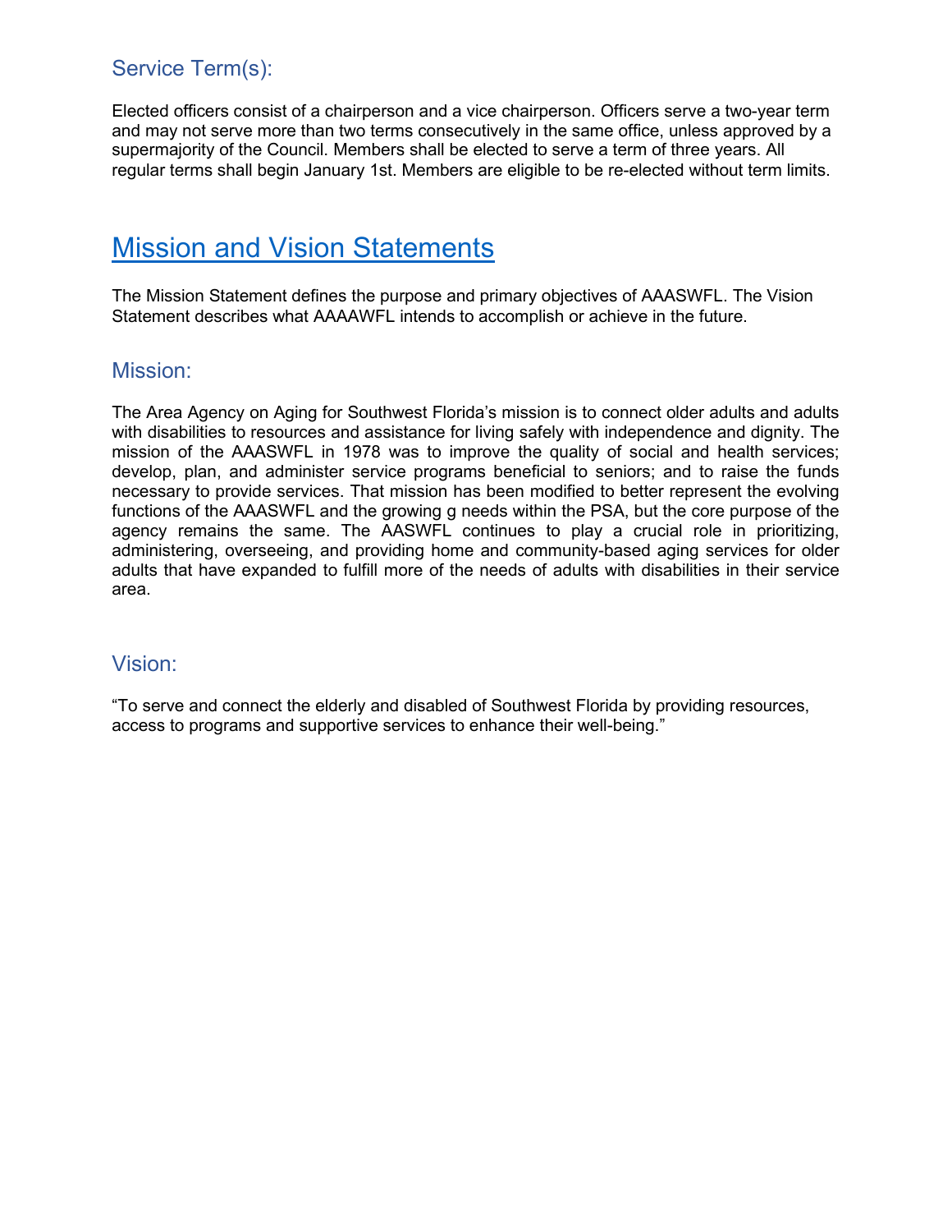### Service Term(s):

Elected officers consist of a chairperson and a vice chairperson. Officers serve a two-year term and may not serve more than two terms consecutively in the same office, unless approved by a supermajority of the Council. Members shall be elected to serve a term of three years. All regular terms shall begin January 1st. Members are eligible to be re-elected without term limits.

## Mission and Vision Statements

The Mission Statement defines the purpose and primary objectives of AAASWFL. The Vision Statement describes what AAAAWFL intends to accomplish or achieve in the future.

### Mission:

The Area Agency on Aging for Southwest Florida's mission is to connect older adults and adults with disabilities to resources and assistance for living safely with independence and dignity. The mission of the AAASWFL in 1978 was to improve the quality of social and health services; develop, plan, and administer service programs beneficial to seniors; and to raise the funds necessary to provide services. That mission has been modified to better represent the evolving functions of the AAASWFL and the growing g needs within the PSA, but the core purpose of the agency remains the same. The AASWFL continues to play a crucial role in prioritizing, administering, overseeing, and providing home and community-based aging services for older adults that have expanded to fulfill more of the needs of adults with disabilities in their service area.

### Vision:

"To serve and connect the elderly and disabled of Southwest Florida by providing resources, access to programs and supportive services to enhance their well-being."